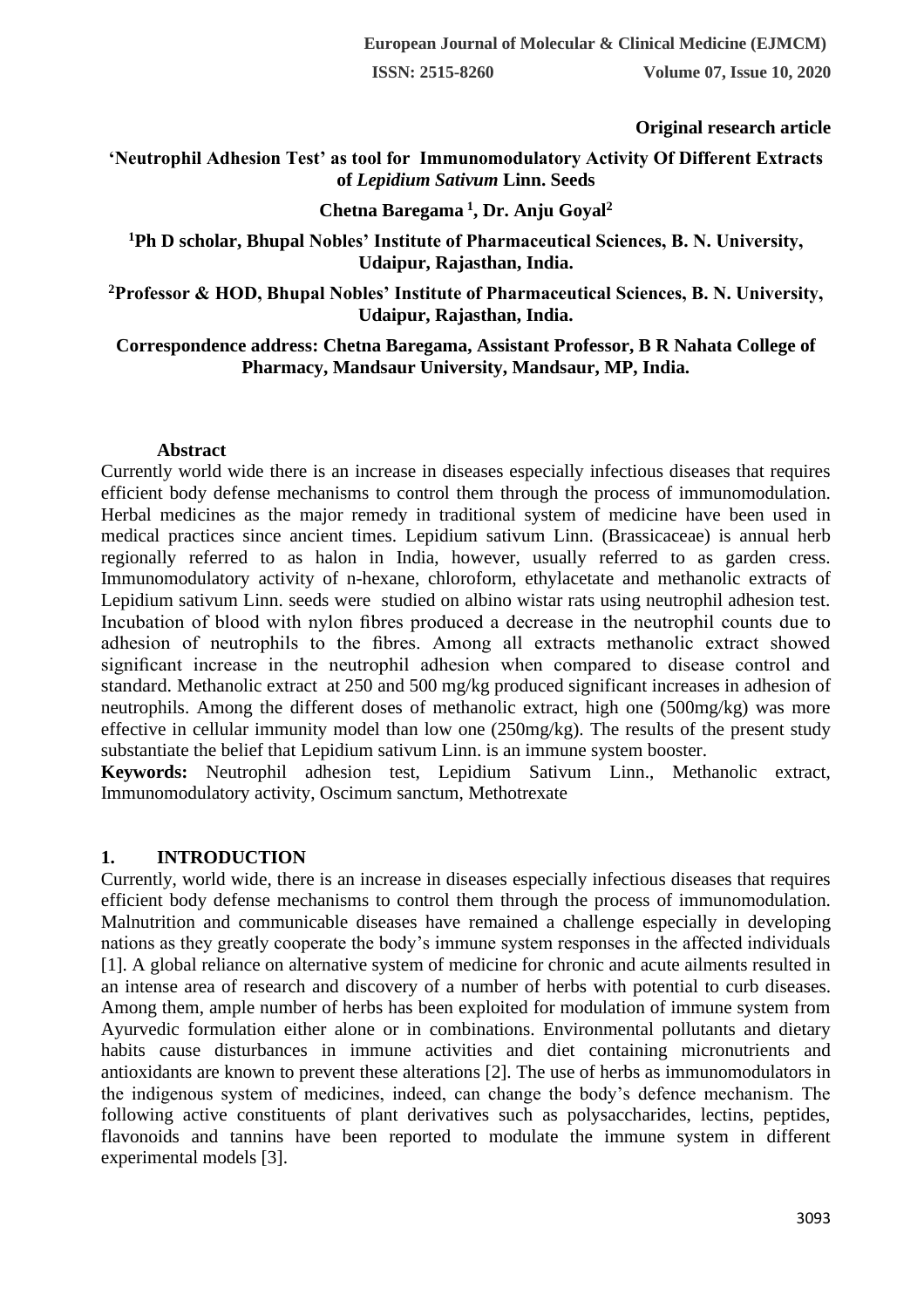**Original research article**

# 'Neutrophil Adhesion Test' as tool for Immunomodulatory Activity Of Different Extracts of *Lepidium Sativum* Linn. Seeds

**Chetna Baregama [1], Dr. Anju Goyal[2]**

**[1]Ph D scholar, Bhupal Nobles' Institute of Pharmaceutical Sciences, B. N. University, Udaipur, Rajasthan, India.**

**[2]Professor & HOD, Bhupal Nobles' Institute of Pharmaceutical Sciences, B. N. University, Udaipur, Rajasthan, India.**

**Correspondence address: Chetna Baregama, Assistant Professor, B R Nahata College of Pharmacy, Mandsaur University, Mandsaur, MP, India.**

**Abstract**

Currently world wide there is an increase in diseases especially infectious diseases that requires efficient body defense mechanisms to control them through the process of immunomodulation. Herbal medicines as the major remedy in traditional system of medicine have been used in medical practices since ancient times. Lepidium sativum Linn. (Brassicaceae) is annual herb regionally referred to as halon in India, however, usually referred to as garden cress. Immunomodulatory activity of n-hexane, chloroform, ethylacetate and methanolic extracts of Lepidium sativum Linn. seeds were studied on albino wistar rats using neutrophil adhesion test. Incubation of blood with nylon fibres produced a decrease in the neutrophil counts due to adhesion of neutrophils to the fibres. Among all extracts methanolic extract showed significant increase in the neutrophil adhesion when compared to disease control and standard. Methanolic extract at 250 and 500 mg/kg produced significant increases in adhesion of neutrophils. Among the different doses of methanolic extract, high one (500mg/kg) was more effective in cellular immunity model than low one (250mg/kg). The results of the present study substantiate the belief that Lepidium sativum Linn. is an immune system booster.

**Keywords:** Neutrophil adhesion test, Lepidium Sativum Linn., Methanolic extract, Immunomodulatory activity, Oscimum sanctum, Methotrexate

## 1. INTRODUCTION

Currently, world wide, there is an increase in diseases especially infectious diseases that requires efficient body defense mechanisms to control them through the process of immunomodulation. Malnutrition and communicable diseases have remained a challenge especially in developing nations as they greatly cooperate the body's immune system responses in the affected individuals [1]. A global reliance on alternative system of medicine for chronic and acute ailments resulted in an intense area of research and discovery of a number of herbs with potential to curb diseases. Among them, ample number of herbs has been exploited for modulation of immune system from Ayurvedic formulation either alone or in combinations. Environmental pollutants and dietary habits cause disturbances in immune activities and diet containing micronutrients and antioxidants are known to prevent these alterations [2]. The use of herbs as immunomodulators in the indigenous system of medicines, indeed, can change the body's defence mechanism. The following active constituents of plant derivatives such as polysaccharides, lectins, peptides, flavonoids and tannins have been reported to modulate the immune system in different experimental models [3].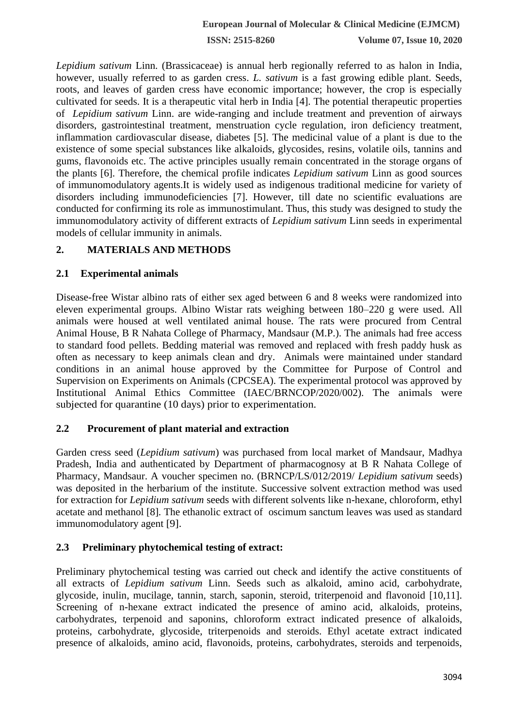*Lepidium sativum* Linn. (Brassicaceae) is annual herb regionally referred to as halon in India, however, usually referred to as garden cress. *L. sativum* is a fast growing edible plant. Seeds, roots, and leaves of garden cress have economic importance; however, the crop is especially cultivated for seeds. It is a therapeutic vital herb in India [4]. The potential therapeutic properties of *Lepidium sativum* Linn. are wide-ranging and include treatment and prevention of airways disorders, gastrointestinal treatment, menstruation cycle regulation, iron deficiency treatment, inflammation cardiovascular disease, diabetes [5]. The medicinal value of a plant is due to the existence of some special substances like alkaloids, glycosides, resins, volatile oils, tannins and gums, flavonoids etc. The active principles usually remain concentrated in the storage organs of the plants [6]. Therefore, the chemical profile indicates *Lepidium sativum* Linn as good sources of immunomodulatory agents.It is widely used as indigenous traditional medicine for variety of disorders including immunodeficiencies [7]. However, till date no scientific evaluations are conducted for confirming its role as immunostimulant. Thus, this study was designed to study the immunomodulatory activity of different extracts of *Lepidium sativum* Linn seeds in experimental models of cellular immunity in animals.

## 2. MATERIALS AND METHODS

### 2.1 Experimental animals

Disease-free Wistar albino rats of either sex aged between 6 and 8 weeks were randomized into eleven experimental groups. Albino Wistar rats weighing between 180–220 g were used. All animals were housed at well ventilated animal house. The rats were procured from Central Animal House, B R Nahata College of Pharmacy, Mandsaur (M.P.). The animals had free access to standard food pellets. Bedding material was removed and replaced with fresh paddy husk as often as necessary to keep animals clean and dry. Animals were maintained under standard conditions in an animal house approved by the Committee for Purpose of Control and Supervision on Experiments on Animals (CPCSEA). The experimental protocol was approved by Institutional Animal Ethics Committee (IAEC/BRNCOP/2020/002). The animals were subjected for quarantine (10 days) prior to experimentation.

### 2.2 Procurement of plant material and extraction

Garden cress seed (*Lepidium sativum*) was purchased from local market of Mandsaur, Madhya Pradesh, India and authenticated by Department of pharmacognosy at B R Nahata College of Pharmacy, Mandsaur. A voucher specimen no. (BRNCP/LS/012/2019/ *Lepidium sativum* seeds) was deposited in the herbarium of the institute. Successive solvent extraction method was used for extraction for *Lepidium sativum* seeds with different solvents like n-hexane, chloroform, ethyl acetate and methanol [8]. The ethanolic extract of oscimum sanctum leaves was used as standard immunomodulatory agent [9].

### 2.3 Preliminary phytochemical testing of extract:

Preliminary phytochemical testing was carried out check and identify the active constituents of all extracts of *Lepidium sativum* Linn. Seeds such as alkaloid, amino acid, carbohydrate, glycoside, inulin, mucilage, tannin, starch, saponin, steroid, triterpenoid and flavonoid [10,11]. Screening of n-hexane extract indicated the presence of amino acid, alkaloids, proteins, carbohydrates, terpenoid and saponins, chloroform extract indicated presence of alkaloids, proteins, carbohydrate, glycoside, triterpenoids and steroids. Ethyl acetate extract indicated presence of alkaloids, amino acid, flavonoids, proteins, carbohydrates, steroids and terpenoids,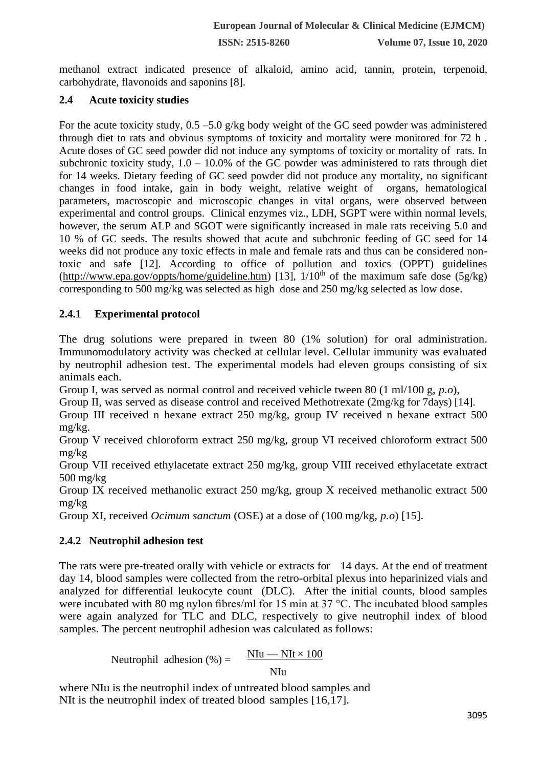methanol extract indicated presence of alkaloid, amino acid, tannin, protein, terpenoid, carbohydrate, flavonoids and saponins [8].

### 2.4 Acute toxicity studies

For the acute toxicity study, 0.5 –5.0 g/kg body weight of the GC seed powder was administered through diet to rats and obvious symptoms of toxicity and mortality were monitored for 72 h . Acute doses of GC seed powder did not induce any symptoms of toxicity or mortality of rats. In subchronic toxicity study, 1.0 – 10.0% of the GC powder was administered to rats through diet for 14 weeks. Dietary feeding of GC seed powder did not produce any mortality, no significant changes in food intake, gain in body weight, relative weight of organs, hematological parameters, macroscopic and microscopic changes in vital organs, were observed between experimental and control groups. Clinical enzymes viz., LDH, SGPT were within normal levels, however, the serum ALP and SGOT were significantly increased in male rats receiving 5.0 and 10 % of GC seeds. The results showed that acute and subchronic feeding of GC seed for 14 weeks did not produce any toxic effects in male and female rats and thus can be considered non-toxic and safe [12]. According to office of pollution and toxics (OPPT) guidelines (http://www.epa.gov/oppts/home/guideline.htm) [13], $1/10^{th}$ of the maximum safe dose (5g/kg) corresponding to 500 mg/kg was selected as high dose and 250 mg/kg selected as low dose.

#### 2.4.1 Experimental protocol

The drug solutions were prepared in tween 80 (1% solution) for oral administration. Immunomodulatory activity was checked at cellular level. Cellular immunity was evaluated by neutrophil adhesion test. The experimental models had eleven groups consisting of six animals each.

Group I, was served as normal control and received vehicle tween 80 (1 ml/100 g, *p.o*),

Group II, was served as disease control and received Methotrexate (2mg/kg for 7days) [14].

Group III received n hexane extract 250 mg/kg, group IV received n hexane extract 500 mg/kg.

Group V received chloroform extract 250 mg/kg, group VI received chloroform extract 500 mg/kg

Group VII received ethylacetate extract 250 mg/kg, group VIII received ethylacetate extract 500 mg/kg

Group IX received methanolic extract 250 mg/kg, group X received methanolic extract 500 mg/kg

Group XI, received *Ocimum sanctum* (OSE) at a dose of (100 mg/kg, *p.o*) [15].

#### 2.4.2 Neutrophil adhesion test

The rats were pre-treated orally with vehicle or extracts for 14 days. At the end of treatment day 14, blood samples were collected from the retro-orbital plexus into heparinized vials and analyzed for differential leukocyte count (DLC). After the initial counts, blood samples were incubated with 80 mg nylon fibres/ml for 15 min at 37 °C. The incubated blood samples were again analyzed for TLC and DLC, respectively to give neutrophil index of blood samples. The percent neutrophil adhesion was calculated as follows:

$$\text{Neutrophil adhesion (\%)} = \frac{\text{NIu} - \text{NIt} \times 100}{\text{NIu}}$$

where NIu is the neutrophil index of untreated blood samples and
NIt is the neutrophil index of treated blood samples [16,17].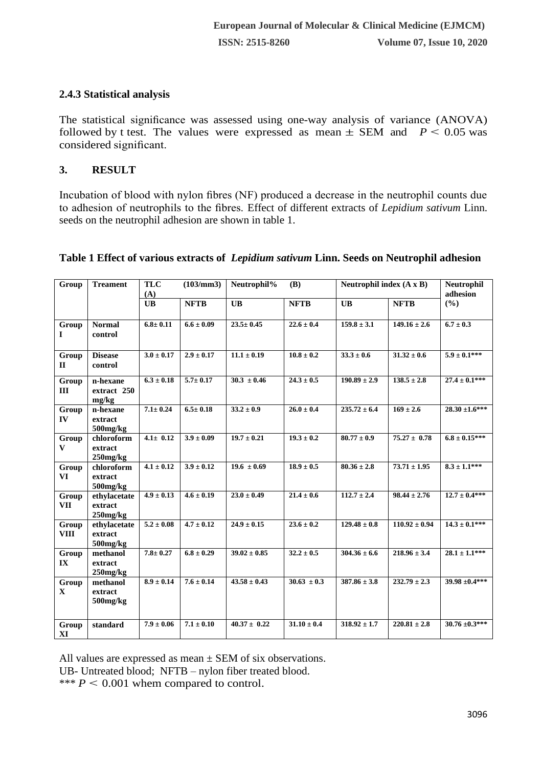### 2.4.3 Statistical analysis

The statistical significance was assessed using one-way analysis of variance (ANOVA) followed by t test. The values were expressed as mean ± SEM and $P < 0.05$ was considered significant.

## 3. RESULT

Incubation of blood with nylon fibres (NF) produced a decrease in the neutrophil counts due to adhesion of neutrophils to the fibres. Effect of different extracts of *Lepidium sativum* Linn. seeds on the neutrophil adhesion are shown in table 1.

**Table 1 Effect of various extracts of *Lepidium sativum* Linn. Seeds on Neutrophil adhesion**

| Group | Treament | TLC (103/mm3) (A) | | Neutrophil% (B) | | Neutrophil index (A x B) | | Neutrophil adhesion (%) |
|---|---|---|---|---|---|---|---|---|
| | | UB | NFTB | UB | NFTB | UB | NFTB | |
| Group I | Normal control | 6.8± 0.11 | 6.6 ± 0.09 | 23.5± 0.45 | 22.6 ± 0.4 | 159.8 ± 3.1 | 149.16 ± 2.6 | 6.7 ± 0.3 |
| Group II | Disease control | 3.0 ± 0.17 | 2.9 ± 0.17 | 11.1 ± 0.19 | 10.8 ± 0.2 | 33.3 ± 0.6 | 31.32 ± 0.6 | 5.9 ± 0.1*** |
| Group III | n-hexane extract 250 mg/kg | 6.3 ± 0.18 | 5.7± 0.17 | 30.3 ± 0.46 | 24.3 ± 0.5 | 190.89 ± 2.9 | 138.5 ± 2.8 | 27.4 ± 0.1*** |
| Group IV | n-hexane extract 500mg/kg | 7.1± 0.24 | 6.5± 0.18 | 33.2 ± 0.9 | 26.0 ± 0.4 | 235.72 ± 6.4 | 169 ± 2.6 | 28.30 ±1.6*** |
| Group V | chloroform extract 250mg/kg | 4.1± 0.12 | 3.9 ± 0.09 | 19.7 ± 0.21 | 19.3 ± 0.2 | 80.77 ± 0.9 | 75.27 ± 0.78 | 6.8 ± 0.15*** |
| Group VI | chloroform extract 500mg/kg | 4.1 ± 0.12 | 3.9 ± 0.12 | 19.6 ± 0.69 | 18.9 ± 0.5 | 80.36 ± 2.8 | 73.71 ± 1.95 | 8.3 ± 1.1*** |
| Group VII | ethylacetate extract 250mg/kg | 4.9 ± 0.13 | 4.6 ± 0.19 | 23.0 ± 0.49 | 21.4 ± 0.6 | 112.7 ± 2.4 | 98.44 ± 2.76 | 12.7 ± 0.4*** |
| Group VIII | ethylacetate extract 500mg/kg | 5.2 ± 0.08 | 4.7 ± 0.12 | 24.9 ± 0.15 | 23.6 ± 0.2 | 129.48 ± 0.8 | 110.92 ± 0.94 | 14.3 ± 0.1*** |
| Group IX | methanol extract 250mg/kg | 7.8± 0.27 | 6.8 ± 0.29 | 39.02 ± 0.85 | 32.2 ± 0.5 | 304.36 ± 6.6 | 218.96 ± 3.4 | 28.1 ± 1.1*** |
| Group X | methanol extract 500mg/kg | 8.9 ± 0.14 | 7.6 ± 0.14 | 43.58 ± 0.43 | 30.63 ± 0.3 | 387.86 ± 3.8 | 232.79 ± 2.3 | 39.98 ±0.4*** |
| Group XI | standard | 7.9 ± 0.06 | 7.1 ± 0.10 | 40.37 ± 0.22 | 31.10 ± 0.4 | 318.92 ± 1.7 | 220.81 ± 2.8 | 30.76 ±0.3*** |

All values are expressed as mean ± SEM of six observations.
UB- Untreated blood; NFTB – nylon fiber treated blood.
*** $P < 0.001$ whem compared to control.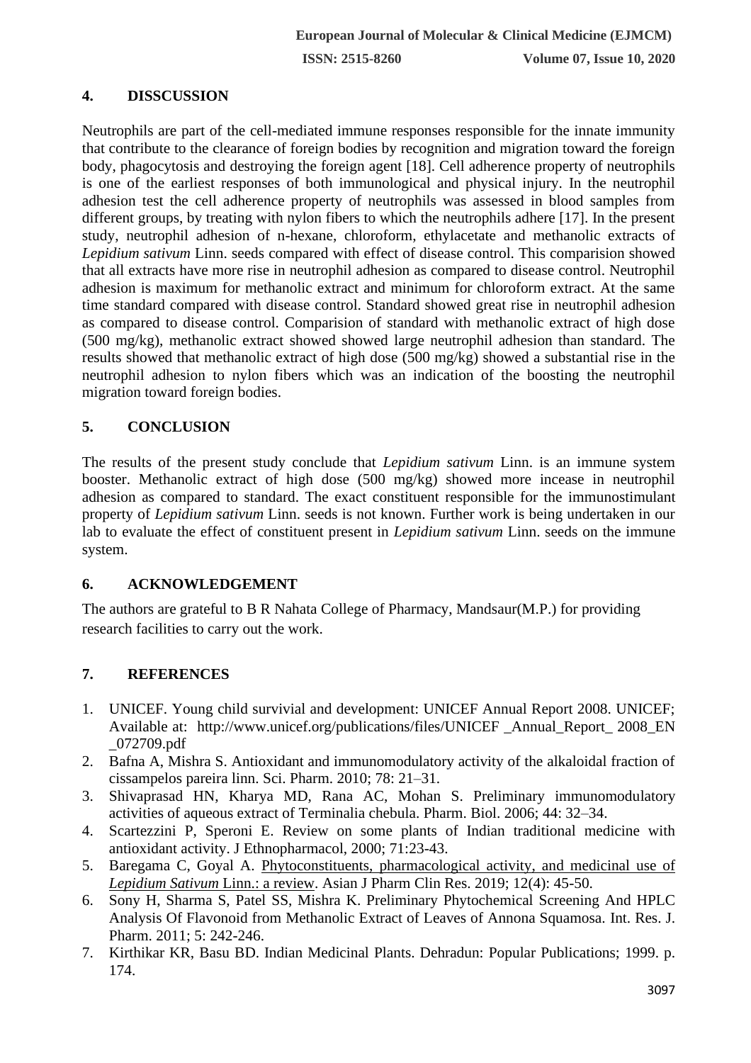## 4. DISSCUSSION

Neutrophils are part of the cell-mediated immune responses responsible for the innate immunity that contribute to the clearance of foreign bodies by recognition and migration toward the foreign body, phagocytosis and destroying the foreign agent [18]. Cell adherence property of neutrophils is one of the earliest responses of both immunological and physical injury. In the neutrophil adhesion test the cell adherence property of neutrophils was assessed in blood samples from different groups, by treating with nylon fibers to which the neutrophils adhere [17]. In the present study, neutrophil adhesion of n-hexane, chloroform, ethylacetate and methanolic extracts of *Lepidium sativum* Linn. seeds compared with effect of disease control. This comparision showed that all extracts have more rise in neutrophil adhesion as compared to disease control. Neutrophil adhesion is maximum for methanolic extract and minimum for chloroform extract. At the same time standard compared with disease control. Standard showed great rise in neutrophil adhesion as compared to disease control. Comparision of standard with methanolic extract of high dose (500 mg/kg), methanolic extract showed showed large neutrophil adhesion than standard. The results showed that methanolic extract of high dose (500 mg/kg) showed a substantial rise in the neutrophil adhesion to nylon fibers which was an indication of the boosting the neutrophil migration toward foreign bodies.

## 5. CONCLUSION

The results of the present study conclude that *Lepidium sativum* Linn. is an immune system booster. Methanolic extract of high dose (500 mg/kg) showed more incease in neutrophil adhesion as compared to standard. The exact constituent responsible for the immunostimulant property of *Lepidium sativum* Linn. seeds is not known. Further work is being undertaken in our lab to evaluate the effect of constituent present in *Lepidium sativum* Linn. seeds on the immune system.

## 6. ACKNOWLEDGEMENT

The authors are grateful to B R Nahata College of Pharmacy, Mandsaur(M.P.) for providing research facilities to carry out the work.

## 7. REFERENCES

1. UNICEF. Young child survivial and development: UNICEF Annual Report 2008. UNICEF; Available at: http://www.unicef.org/publications/files/UNICEF _Annual_Report_ 2008_EN _072709.pdf
2. Bafna A, Mishra S. Antioxidant and immunomodulatory activity of the alkaloidal fraction of cissampelos pareira linn. Sci. Pharm. 2010; 78: 21–31.
3. Shivaprasad HN, Kharya MD, Rana AC, Mohan S. Preliminary immunomodulatory activities of aqueous extract of Terminalia chebula. Pharm. Biol. 2006; 44: 32–34.
4. Scartezzini P, Speroni E. Review on some plants of Indian traditional medicine with antioxidant activity. J Ethnopharmacol, 2000; 71:23-43.
5. Baregama C, Goyal A. Phytoconstituents, pharmacological activity, and medicinal use of *Lepidium Sativum* Linn.: a review. Asian J Pharm Clin Res. 2019; 12(4): 45-50.
6. Sony H, Sharma S, Patel SS, Mishra K. Preliminary Phytochemical Screening And HPLC Analysis Of Flavonoid from Methanolic Extract of Leaves of Annona Squamosa. Int. Res. J. Pharm. 2011; 5: 242-246.
7. Kirthikar KR, Basu BD. Indian Medicinal Plants. Dehradun: Popular Publications; 1999. p. 174.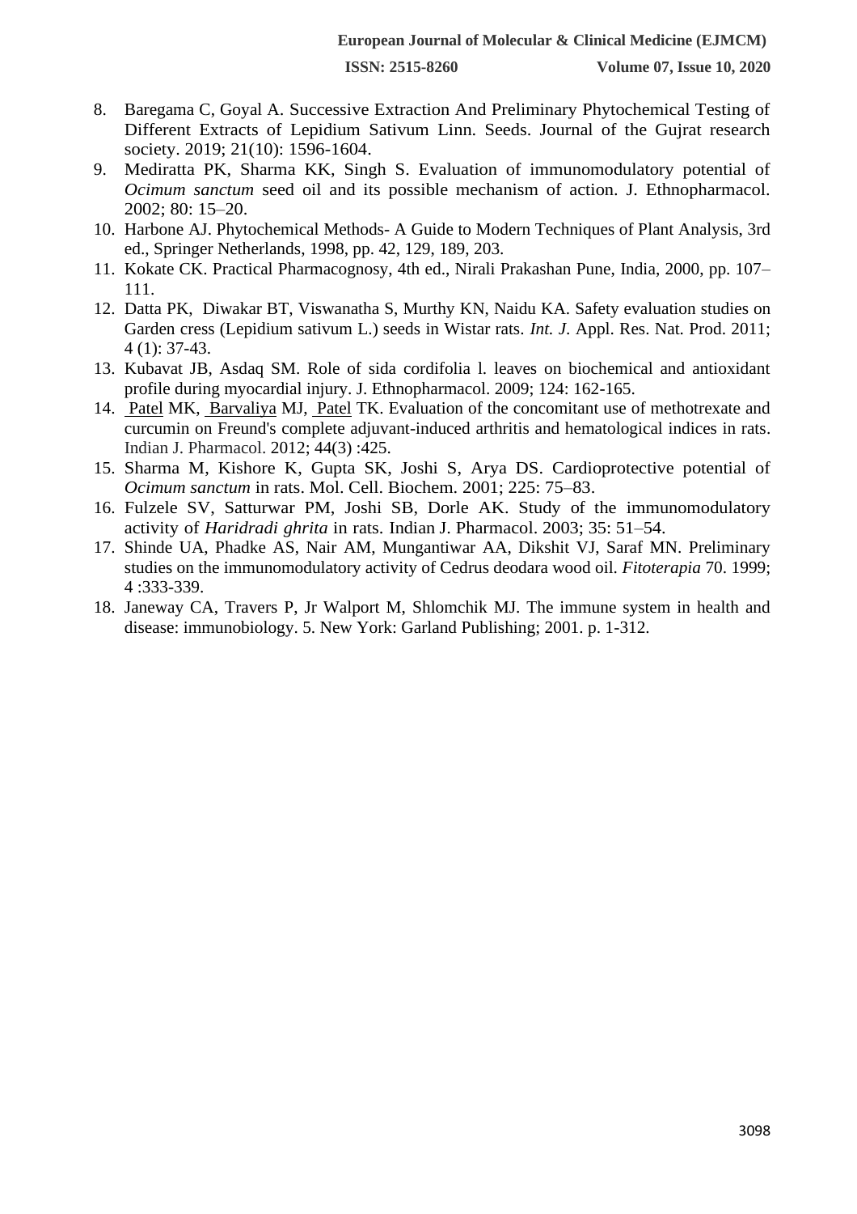8. Baregama C, Goyal A. Successive Extraction And Preliminary Phytochemical Testing of Different Extracts of Lepidium Sativum Linn. Seeds. Journal of the Gujrat research society. 2019; 21(10): 1596-1604.
9. Mediratta PK, Sharma KK, Singh S. Evaluation of immunomodulatory potential of *Ocimum sanctum* seed oil and its possible mechanism of action. J. Ethnopharmacol. 2002; 80: 15–20.
10. Harbone AJ. Phytochemical Methods- A Guide to Modern Techniques of Plant Analysis, 3rd ed., Springer Netherlands, 1998, pp. 42, 129, 189, 203.
11. Kokate CK. Practical Pharmacognosy, 4th ed., Nirali Prakashan Pune, India, 2000, pp. 107–111.
12. Datta PK, Diwakar BT, Viswanatha S, Murthy KN, Naidu KA. Safety evaluation studies on Garden cress (Lepidium sativum L.) seeds in Wistar rats. *Int. J.* Appl. Res. Nat. Prod. 2011; 4 (1): 37-43.
13. Kubavat JB, Asdaq SM. Role of sida cordifolia l. leaves on biochemical and antioxidant profile during myocardial injury. J. Ethnopharmacol. 2009; 124: 162-165.
14. Patel MK, Barvaliya MJ, Patel TK. Evaluation of the concomitant use of methotrexate and curcumin on Freund's complete adjuvant-induced arthritis and hematological indices in rats. Indian J. Pharmacol. 2012; 44(3) :425.
15. Sharma M, Kishore K, Gupta SK, Joshi S, Arya DS. Cardioprotective potential of *Ocimum sanctum* in rats. Mol. Cell. Biochem. 2001; 225: 75–83.
16. Fulzele SV, Satturwar PM, Joshi SB, Dorle AK. Study of the immunomodulatory activity of *Haridradi ghrita* in rats. Indian J. Pharmacol. 2003; 35: 51–54.
17. Shinde UA, Phadke AS, Nair AM, Mungantiwar AA, Dikshit VJ, Saraf MN. Preliminary studies on the immunomodulatory activity of Cedrus deodara wood oil. *Fitoterapia* 70. 1999; 4 :333-339.
18. Janeway CA, Travers P, Jr Walport M, Shlomchik MJ. The immune system in health and disease: immunobiology. 5. New York: Garland Publishing; 2001. p. 1-312.